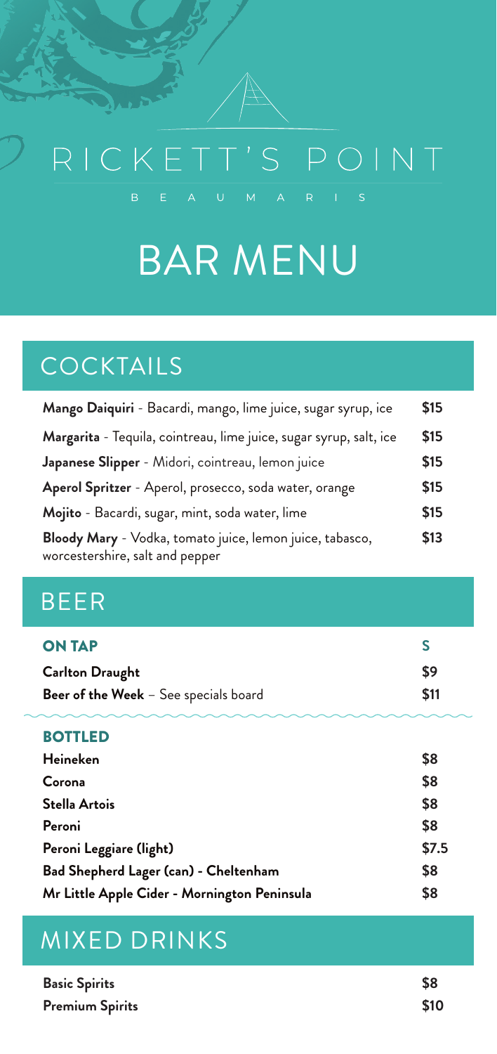# RICKETT'S POINT

B E A U M A R I S

# BAR MENU

## COCKTAILS

| | |
|---|---|
| **Mango Daiquiri** - Bacardi, mango, lime juice, sugar syrup, ice | $15 |
| **Margarita** - Tequila, cointreau, lime juice, sugar syrup, salt, ice | $15 |
| **Japanese Slipper** - Midori, cointreau, lemon juice | $15 |
| **Aperol Spritzer** - Aperol, prosecco, soda water, orange | $15 |
| **Mojito** - Bacardi, sugar, mint, soda water, lime | $15 |
| **Bloody Mary** - Vodka, tomato juice, lemon juice, tabasco, worcestershire, salt and pepper | $13 |

## BEER

| **ON TAP** | **S** |
|---|---|
| **Carlton Draught** | $9 |
| **Beer of the Week** – See specials board | $11 |

| **BOTTLED** | |
|---|---|
| **Heineken** | $8 |
| **Corona** | $8 |
| **Stella Artois** | $8 |
| **Peroni** | $8 |
| **Peroni Leggiare (light)** | $7.5 |
| **Bad Shepherd Lager (can) - Cheltenham** | $8 |
| **Mr Little Apple Cider - Mornington Peninsula** | $8 |

## MIXED DRINKS

| | |
|---|---|
| **Basic Spirits** | $8 |
| **Premium Spirits** | $10 |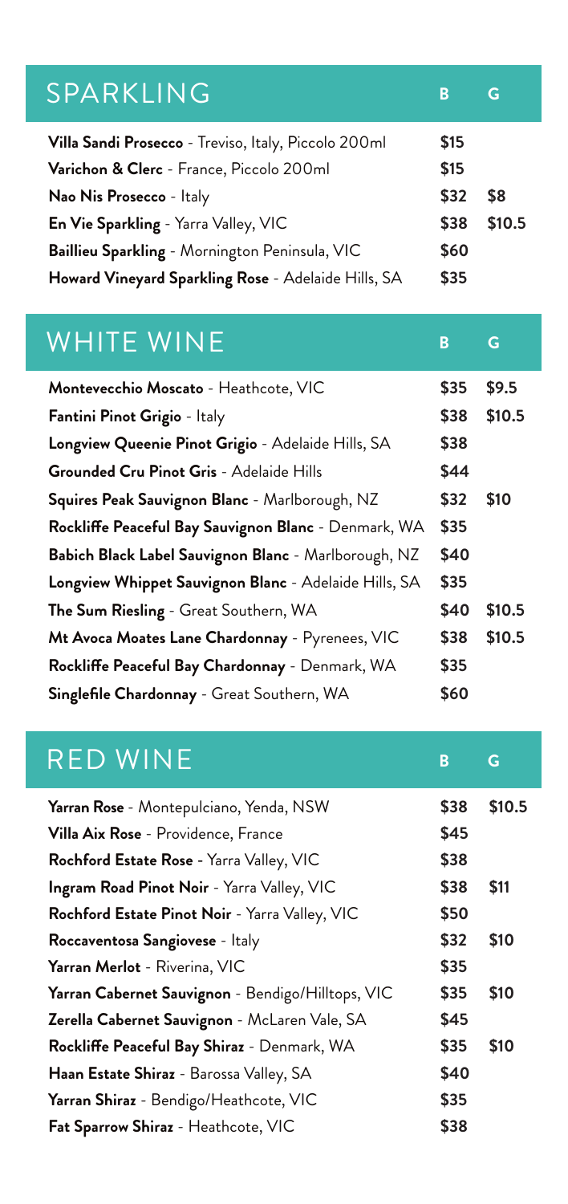| SPARKLING | B | G |
|---|---|---|
| **Villa Sandi Prosecco** - Treviso, Italy, Piccolo 200ml | $15 | |
| **Varichon & Clerc** - France, Piccolo 200ml | $15 | |
| **Nao Nis Prosecco** - Italy | $32 | $8 |
| **En Vie Sparkling** - Yarra Valley, VIC | $38 | $10.5 |
| **Baillieu Sparkling** - Mornington Peninsula, VIC | $60 | |
| **Howard Vineyard Sparkling Rose** - Adelaide Hills, SA | $35 | |

| WHITE WINE | B | G |
|---|---|---|
| **Montevecchio Moscato** - Heathcote, VIC | $35 | $9.5 |
| **Fantini Pinot Grigio** - Italy | $38 | $10.5 |
| **Longview Queenie Pinot Grigio** - Adelaide Hills, SA | $38 | |
| **Grounded Cru Pinot Gris** - Adelaide Hills | $44 | |
| **Squires Peak Sauvignon Blanc** - Marlborough, NZ | $32 | $10 |
| **Rockliffe Peaceful Bay Sauvignon Blanc** - Denmark, WA | $35 | |
| **Babich Black Label Sauvignon Blanc** - Marlborough, NZ | $40 | |
| **Longview Whippet Sauvignon Blanc** - Adelaide Hills, SA | $35 | |
| **The Sum Riesling** - Great Southern, WA | $40 | $10.5 |
| **Mt Avoca Moates Lane Chardonnay** - Pyrenees, VIC | $38 | $10.5 |
| **Rockliffe Peaceful Bay Chardonnay** - Denmark, WA | $35 | |
| **Singlefile Chardonnay** - Great Southern, WA | $60 | |

| RED WINE | B | G |
|---|---|---|
| **Yarran Rose** - Montepulciano, Yenda, NSW | $38 | $10.5 |
| **Villa Aix Rose** - Providence, France | $45 | |
| **Rochford Estate Rose** - Yarra Valley, VIC | $38 | |
| **Ingram Road Pinot Noir** - Yarra Valley, VIC | $38 | $11 |
| **Rochford Estate Pinot Noir** - Yarra Valley, VIC | $50 | |
| **Roccaventosa Sangiovese** - Italy | $32 | $10 |
| **Yarran Merlot** - Riverina, VIC | $35 | |
| **Yarran Cabernet Sauvignon** - Bendigo/Hilltops, VIC | $35 | $10 |
| **Zerella Cabernet Sauvignon** - McLaren Vale, SA | $45 | |
| **Rockliffe Peaceful Bay Shiraz** - Denmark, WA | $35 | $10 |
| **Haan Estate Shiraz** - Barossa Valley, SA | $40 | |
| **Yarran Shiraz** - Bendigo/Heathcote, VIC | $35 | |
| **Fat Sparrow Shiraz** - Heathcote, VIC | $38 | |